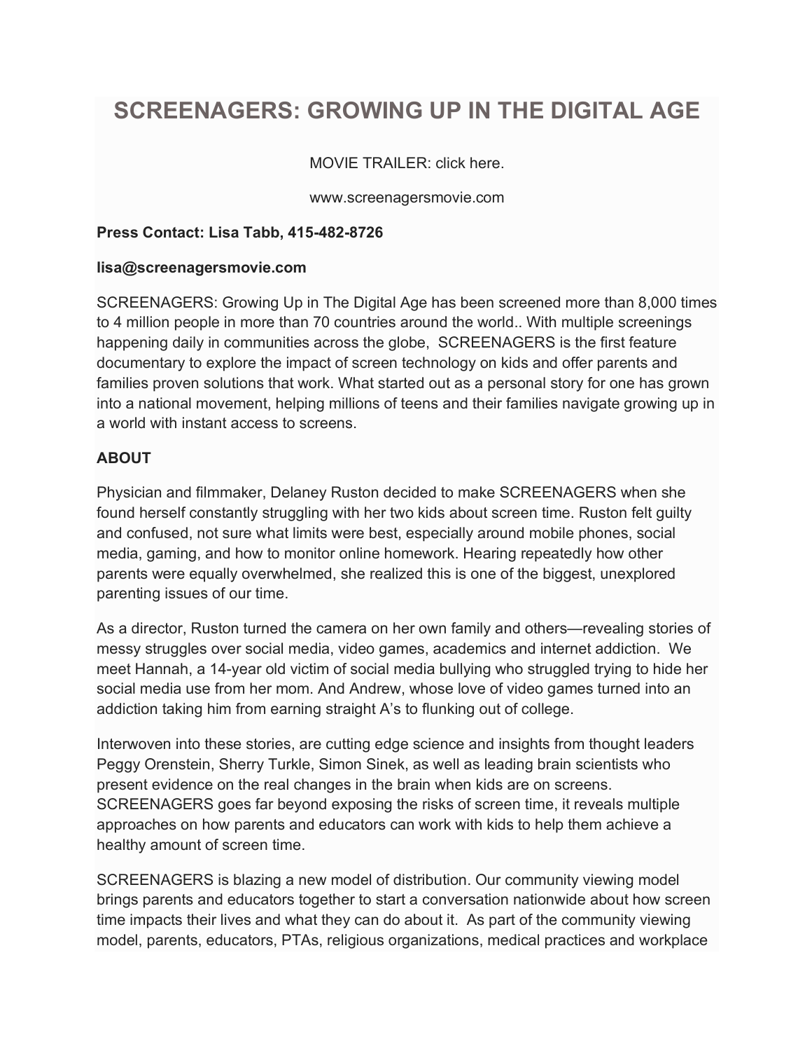# SCREENAGERS: GROWING UP IN THE DIGITAL AGE

MOVIE TRAILER: click here.

www.screenagersmovie.com

**Press Contact: Lisa Tabb, 415-482-8726**

**lisa@screenagersmovie.com**

SCREENAGERS: Growing Up in The Digital Age has been screened more than 8,000 times to 4 million people in more than 70 countries around the world.. With multiple screenings happening daily in communities across the globe, SCREENAGERS is the first feature documentary to explore the impact of screen technology on kids and offer parents and families proven solutions that work. What started out as a personal story for one has grown into a national movement, helping millions of teens and their families navigate growing up in a world with instant access to screens.

**ABOUT**

Physician and filmmaker, Delaney Ruston decided to make SCREENAGERS when she found herself constantly struggling with her two kids about screen time. Ruston felt guilty and confused, not sure what limits were best, especially around mobile phones, social media, gaming, and how to monitor online homework. Hearing repeatedly how other parents were equally overwhelmed, she realized this is one of the biggest, unexplored parenting issues of our time.

As a director, Ruston turned the camera on her own family and others—revealing stories of messy struggles over social media, video games, academics and internet addiction. We meet Hannah, a 14-year old victim of social media bullying who struggled trying to hide her social media use from her mom. And Andrew, whose love of video games turned into an addiction taking him from earning straight A's to flunking out of college.

Interwoven into these stories, are cutting edge science and insights from thought leaders Peggy Orenstein, Sherry Turkle, Simon Sinek, as well as leading brain scientists who present evidence on the real changes in the brain when kids are on screens. SCREENAGERS goes far beyond exposing the risks of screen time, it reveals multiple approaches on how parents and educators can work with kids to help them achieve a healthy amount of screen time.

SCREENAGERS is blazing a new model of distribution. Our community viewing model brings parents and educators together to start a conversation nationwide about how screen time impacts their lives and what they can do about it. As part of the community viewing model, parents, educators, PTAs, religious organizations, medical practices and workplace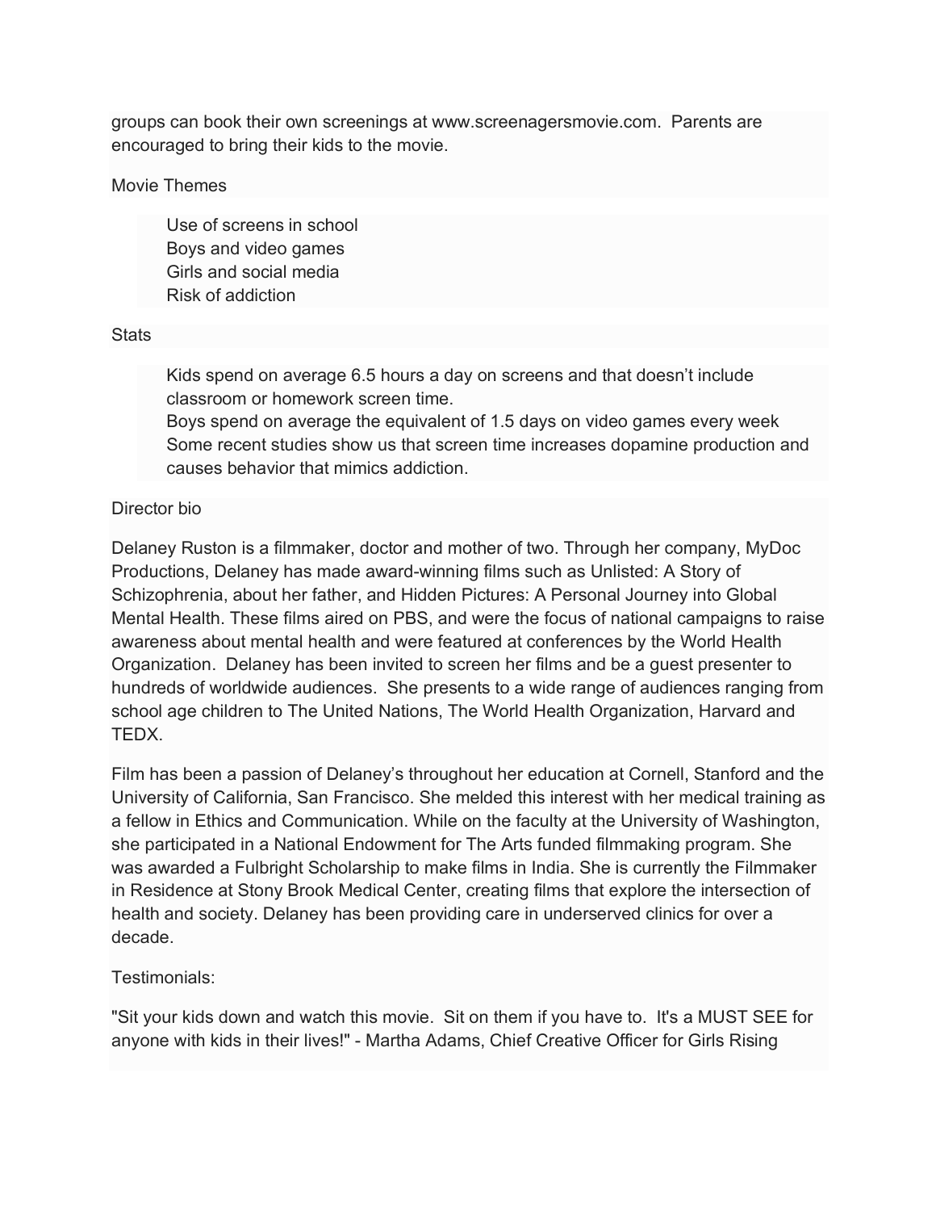groups can book their own screenings at www.screenagersmovie.com. Parents are encouraged to bring their kids to the movie.

## Movie Themes

- Use of screens in school
- Boys and video games
- Girls and social media
- Risk of addiction

## Stats

- Kids spend on average 6.5 hours a day on screens and that doesn't include classroom or homework screen time.
- Boys spend on average the equivalent of 1.5 days on video games every week
- Some recent studies show us that screen time increases dopamine production and causes behavior that mimics addiction.

## Director bio

Delaney Ruston is a filmmaker, doctor and mother of two. Through her company, MyDoc Productions, Delaney has made award-winning films such as Unlisted: A Story of Schizophrenia, about her father, and Hidden Pictures: A Personal Journey into Global Mental Health. These films aired on PBS, and were the focus of national campaigns to raise awareness about mental health and were featured at conferences by the World Health Organization. Delaney has been invited to screen her films and be a guest presenter to hundreds of worldwide audiences. She presents to a wide range of audiences ranging from school age children to The United Nations, The World Health Organization, Harvard and TEDX.

Film has been a passion of Delaney's throughout her education at Cornell, Stanford and the University of California, San Francisco. She melded this interest with her medical training as a fellow in Ethics and Communication. While on the faculty at the University of Washington, she participated in a National Endowment for The Arts funded filmmaking program. She was awarded a Fulbright Scholarship to make films in India. She is currently the Filmmaker in Residence at Stony Brook Medical Center, creating films that explore the intersection of health and society. Delaney has been providing care in underserved clinics for over a decade.

## Testimonials:

"Sit your kids down and watch this movie. Sit on them if you have to. It's a MUST SEE for anyone with kids in their lives!" - Martha Adams, Chief Creative Officer for Girls Rising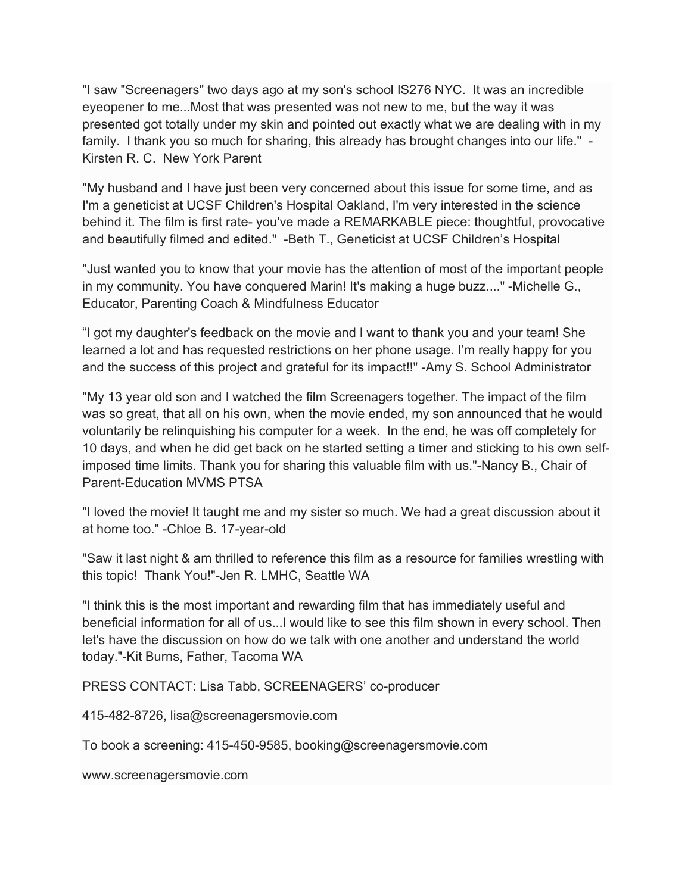"I saw "Screenagers" two days ago at my son's school IS276 NYC.  It was an incredible eyeopener to me...Most that was presented was not new to me, but the way it was presented got totally under my skin and pointed out exactly what we are dealing with in my family.  I thank you so much for sharing, this already has brought changes into our life."  -Kirsten R. C.  New York Parent

"My husband and I have just been very concerned about this issue for some time, and as I'm a geneticist at UCSF Children's Hospital Oakland, I'm very interested in the science behind it. The film is first rate- you've made a REMARKABLE piece: thoughtful, provocative and beautifully filmed and edited."  -Beth T., Geneticist at UCSF Children's Hospital

"Just wanted you to know that your movie has the attention of most of the important people in my community. You have conquered Marin! It's making a huge buzz...." -Michelle G., Educator, Parenting Coach & Mindfulness Educator

"I got my daughter's feedback on the movie and I want to thank you and your team! She learned a lot and has requested restrictions on her phone usage. I'm really happy for you and the success of this project and grateful for its impact!!" -Amy S. School Administrator

"My 13 year old son and I watched the film Screenagers together. The impact of the film was so great, that all on his own, when the movie ended, my son announced that he would voluntarily be relinquishing his computer for a week.  In the end, he was off completely for 10 days, and when he did get back on he started setting a timer and sticking to his own self-imposed time limits. Thank you for sharing this valuable film with us."-Nancy B., Chair of Parent-Education MVMS PTSA

"I loved the movie! It taught me and my sister so much. We had a great discussion about it at home too." -Chloe B. 17-year-old

"Saw it last night & am thrilled to reference this film as a resource for families wrestling with this topic!  Thank You!"-Jen R. LMHC, Seattle WA

"I think this is the most important and rewarding film that has immediately useful and beneficial information for all of us...I would like to see this film shown in every school. Then let's have the discussion on how do we talk with one another and understand the world today."-Kit Burns, Father, Tacoma WA

PRESS CONTACT: Lisa Tabb, SCREENAGERS' co-producer

415-482-8726, lisa@screenagersmovie.com

To book a screening: 415-450-9585, booking@screenagersmovie.com

www.screenagersmovie.com